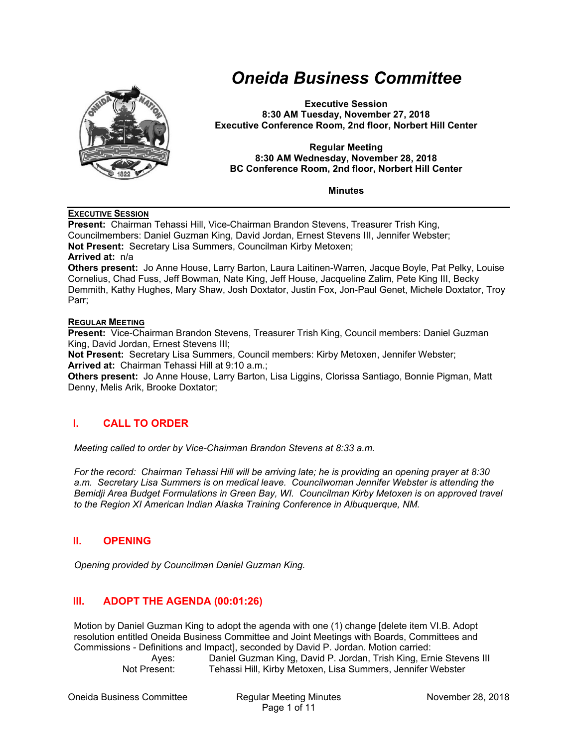# Oneida Business Committee

**Executive Session**
**8:30 AM Tuesday, November 27, 2018**
**Executive Conference Room, 2nd floor, Norbert Hill Center**

**Regular Meeting**
**8:30 AM Wednesday, November 28, 2018**
**BC Conference Room, 2nd floor, Norbert Hill Center**

**Minutes**

---

**EXECUTIVE SESSION**

**Present:** Chairman Tehassi Hill, Vice-Chairman Brandon Stevens, Treasurer Trish King, Councilmembers: Daniel Guzman King, David Jordan, Ernest Stevens III, Jennifer Webster;
**Not Present:** Secretary Lisa Summers, Councilman Kirby Metoxen;
**Arrived at:** n/a
**Others present:** Jo Anne House, Larry Barton, Laura Laitinen-Warren, Jacque Boyle, Pat Pelky, Louise Cornelius, Chad Fuss, Jeff Bowman, Nate King, Jeff House, Jacqueline Zalim, Pete King III, Becky Demmith, Kathy Hughes, Mary Shaw, Josh Doxtator, Justin Fox, Jon-Paul Genet, Michele Doxtator, Troy Parr;

**REGULAR MEETING**

**Present:** Vice-Chairman Brandon Stevens, Treasurer Trish King, Council members: Daniel Guzman King, David Jordan, Ernest Stevens III;
**Not Present:** Secretary Lisa Summers, Council members: Kirby Metoxen, Jennifer Webster;
**Arrived at:** Chairman Tehassi Hill at 9:10 a.m.;
**Others present:** Jo Anne House, Larry Barton, Lisa Liggins, Clorissa Santiago, Bonnie Pigman, Matt Denny, Melis Arik, Brooke Doxtator;

## I. CALL TO ORDER

*Meeting called to order by Vice-Chairman Brandon Stevens at 8:33 a.m.*

*For the record: Chairman Tehassi Hill will be arriving late; he is providing an opening prayer at 8:30 a.m. Secretary Lisa Summers is on medical leave. Councilwoman Jennifer Webster is attending the Bemidji Area Budget Formulations in Green Bay, WI. Councilman Kirby Metoxen is on approved travel to the Region XI American Indian Alaska Training Conference in Albuquerque, NM.*

## II. OPENING

*Opening provided by Councilman Daniel Guzman King.*

## III. ADOPT THE AGENDA (00:01:26)

Motion by Daniel Guzman King to adopt the agenda with one (1) change [delete item VI.B. Adopt resolution entitled Oneida Business Committee and Joint Meetings with Boards, Committees and Commissions - Definitions and Impact], seconded by David P. Jordan. Motion carried:

| | |
|---|---|
| Ayes: | Daniel Guzman King, David P. Jordan, Trish King, Ernie Stevens III |
| Not Present: | Tehassi Hill, Kirby Metoxen, Lisa Summers, Jennifer Webster |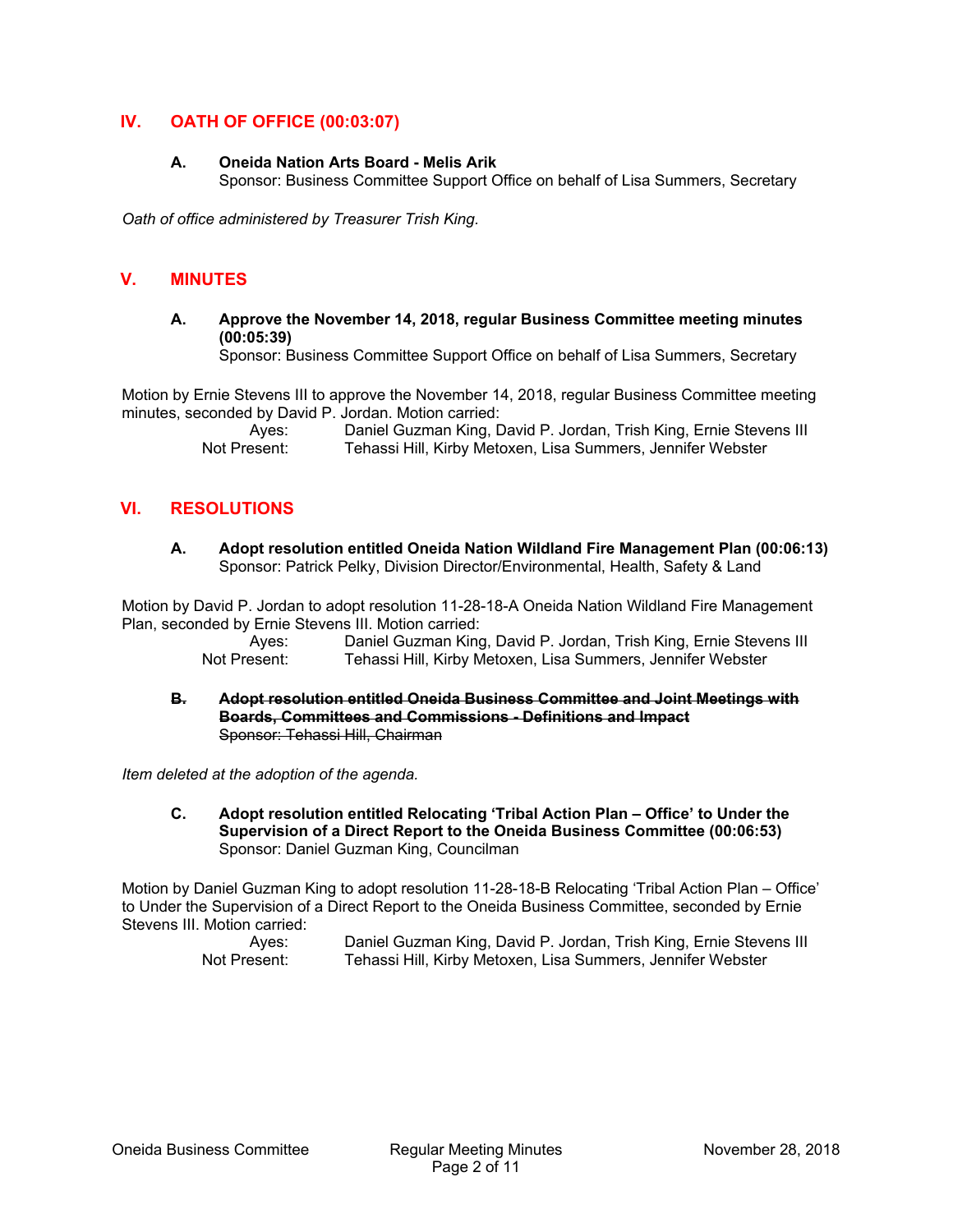## IV. OATH OF OFFICE (00:03:07)

**A. Oneida Nation Arts Board - Melis Arik**
Sponsor: Business Committee Support Office on behalf of Lisa Summers, Secretary

*Oath of office administered by Treasurer Trish King.*

## V. MINUTES

**A. Approve the November 14, 2018, regular Business Committee meeting minutes (00:05:39)**
Sponsor: Business Committee Support Office on behalf of Lisa Summers, Secretary

Motion by Ernie Stevens III to approve the November 14, 2018, regular Business Committee meeting minutes, seconded by David P. Jordan. Motion carried:

Ayes: Daniel Guzman King, David P. Jordan, Trish King, Ernie Stevens III
Not Present: Tehassi Hill, Kirby Metoxen, Lisa Summers, Jennifer Webster

## VI. RESOLUTIONS

**A. Adopt resolution entitled Oneida Nation Wildland Fire Management Plan (00:06:13)**
Sponsor: Patrick Pelky, Division Director/Environmental, Health, Safety & Land

Motion by David P. Jordan to adopt resolution 11-28-18-A Oneida Nation Wildland Fire Management Plan, seconded by Ernie Stevens III. Motion carried:

Ayes: Daniel Guzman King, David P. Jordan, Trish King, Ernie Stevens III
Not Present: Tehassi Hill, Kirby Metoxen, Lisa Summers, Jennifer Webster

~~**B. Adopt resolution entitled Oneida Business Committee and Joint Meetings with Boards, Committees and Commissions - Definitions and Impact**~~
~~Sponsor: Tehassi Hill, Chairman~~

*Item deleted at the adoption of the agenda.*

**C. Adopt resolution entitled Relocating 'Tribal Action Plan – Office' to Under the Supervision of a Direct Report to the Oneida Business Committee (00:06:53)**
Sponsor: Daniel Guzman King, Councilman

Motion by Daniel Guzman King to adopt resolution 11-28-18-B Relocating 'Tribal Action Plan – Office' to Under the Supervision of a Direct Report to the Oneida Business Committee, seconded by Ernie Stevens III. Motion carried:

Ayes: Daniel Guzman King, David P. Jordan, Trish King, Ernie Stevens III
Not Present: Tehassi Hill, Kirby Metoxen, Lisa Summers, Jennifer Webster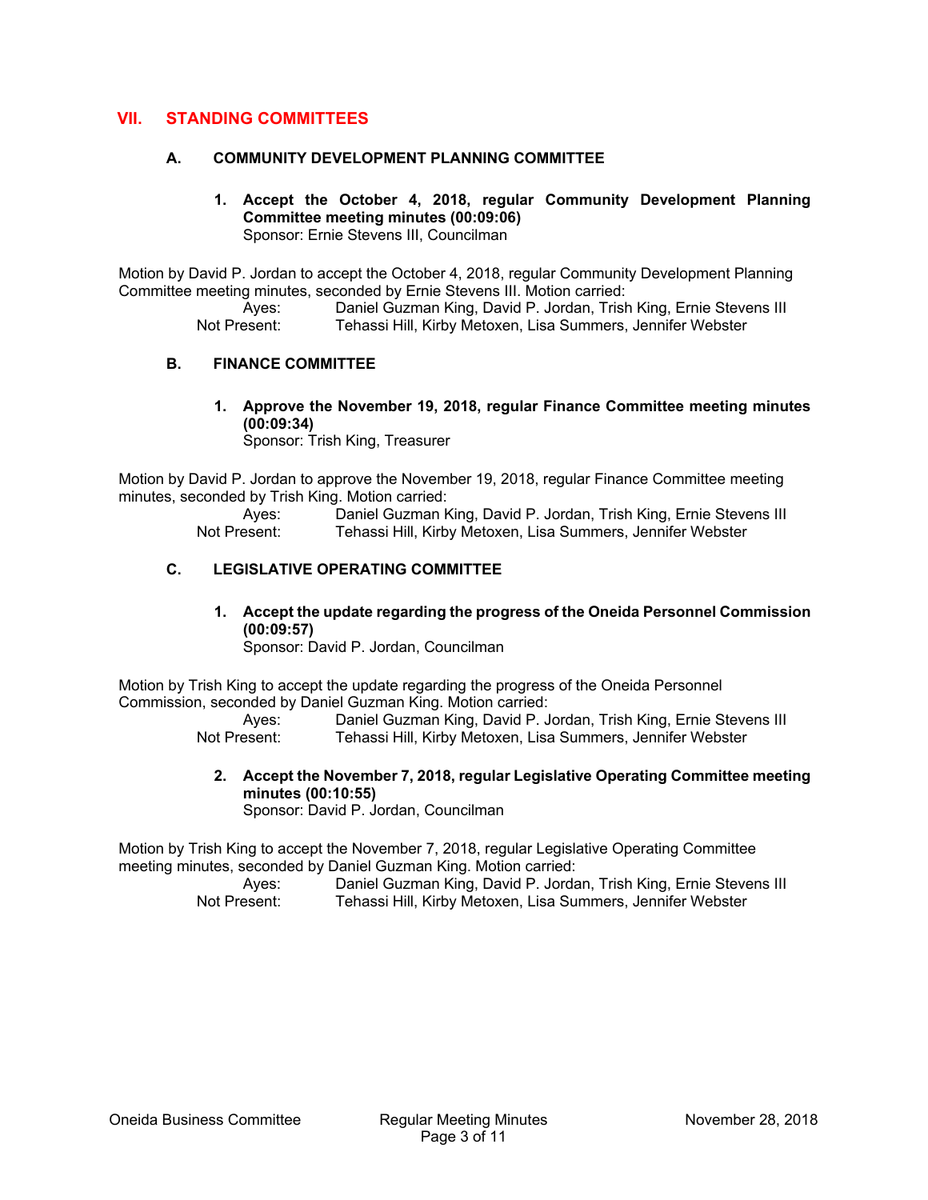## VII. STANDING COMMITTEES

### A. COMMUNITY DEVELOPMENT PLANNING COMMITTEE

**1. Accept the October 4, 2018, regular Community Development Planning Committee meeting minutes (00:09:06)**
Sponsor: Ernie Stevens III, Councilman

Motion by David P. Jordan to accept the October 4, 2018, regular Community Development Planning Committee meeting minutes, seconded by Ernie Stevens III. Motion carried:

Ayes: Daniel Guzman King, David P. Jordan, Trish King, Ernie Stevens III
Not Present: Tehassi Hill, Kirby Metoxen, Lisa Summers, Jennifer Webster

### B. FINANCE COMMITTEE

**1. Approve the November 19, 2018, regular Finance Committee meeting minutes (00:09:34)**
Sponsor: Trish King, Treasurer

Motion by David P. Jordan to approve the November 19, 2018, regular Finance Committee meeting minutes, seconded by Trish King. Motion carried:

Ayes: Daniel Guzman King, David P. Jordan, Trish King, Ernie Stevens III
Not Present: Tehassi Hill, Kirby Metoxen, Lisa Summers, Jennifer Webster

### C. LEGISLATIVE OPERATING COMMITTEE

**1. Accept the update regarding the progress of the Oneida Personnel Commission (00:09:57)**
Sponsor: David P. Jordan, Councilman

Motion by Trish King to accept the update regarding the progress of the Oneida Personnel Commission, seconded by Daniel Guzman King. Motion carried:

Ayes: Daniel Guzman King, David P. Jordan, Trish King, Ernie Stevens III
Not Present: Tehassi Hill, Kirby Metoxen, Lisa Summers, Jennifer Webster

**2. Accept the November 7, 2018, regular Legislative Operating Committee meeting minutes (00:10:55)**
Sponsor: David P. Jordan, Councilman

Motion by Trish King to accept the November 7, 2018, regular Legislative Operating Committee meeting minutes, seconded by Daniel Guzman King. Motion carried:

Ayes: Daniel Guzman King, David P. Jordan, Trish King, Ernie Stevens III
Not Present: Tehassi Hill, Kirby Metoxen, Lisa Summers, Jennifer Webster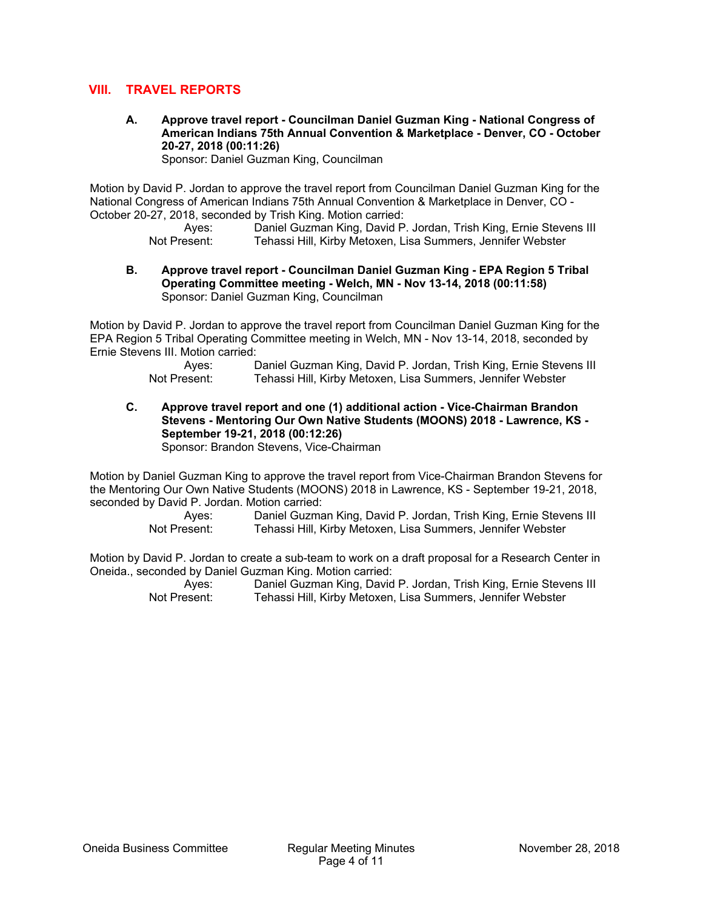## VIII. TRAVEL REPORTS

**A. Approve travel report - Councilman Daniel Guzman King - National Congress of American Indians 75th Annual Convention & Marketplace - Denver, CO - October 20-27, 2018 (00:11:26)**
Sponsor: Daniel Guzman King, Councilman

Motion by David P. Jordan to approve the travel report from Councilman Daniel Guzman King for the National Congress of American Indians 75th Annual Convention & Marketplace in Denver, CO - October 20-27, 2018, seconded by Trish King. Motion carried:

| | |
|---|---|
| Ayes: | Daniel Guzman King, David P. Jordan, Trish King, Ernie Stevens III |
| Not Present: | Tehassi Hill, Kirby Metoxen, Lisa Summers, Jennifer Webster |

**B. Approve travel report - Councilman Daniel Guzman King - EPA Region 5 Tribal Operating Committee meeting - Welch, MN - Nov 13-14, 2018 (00:11:58)**
Sponsor: Daniel Guzman King, Councilman

Motion by David P. Jordan to approve the travel report from Councilman Daniel Guzman King for the EPA Region 5 Tribal Operating Committee meeting in Welch, MN - Nov 13-14, 2018, seconded by Ernie Stevens III. Motion carried:

| | |
|---|---|
| Ayes: | Daniel Guzman King, David P. Jordan, Trish King, Ernie Stevens III |
| Not Present: | Tehassi Hill, Kirby Metoxen, Lisa Summers, Jennifer Webster |

**C. Approve travel report and one (1) additional action - Vice-Chairman Brandon Stevens - Mentoring Our Own Native Students (MOONS) 2018 - Lawrence, KS - September 19-21, 2018 (00:12:26)**
Sponsor: Brandon Stevens, Vice-Chairman

Motion by Daniel Guzman King to approve the travel report from Vice-Chairman Brandon Stevens for the Mentoring Our Own Native Students (MOONS) 2018 in Lawrence, KS - September 19-21, 2018, seconded by David P. Jordan. Motion carried:

| | |
|---|---|
| Ayes: | Daniel Guzman King, David P. Jordan, Trish King, Ernie Stevens III |
| Not Present: | Tehassi Hill, Kirby Metoxen, Lisa Summers, Jennifer Webster |

Motion by David P. Jordan to create a sub-team to work on a draft proposal for a Research Center in Oneida., seconded by Daniel Guzman King. Motion carried:

| | |
|---|---|
| Ayes: | Daniel Guzman King, David P. Jordan, Trish King, Ernie Stevens III |
| Not Present: | Tehassi Hill, Kirby Metoxen, Lisa Summers, Jennifer Webster |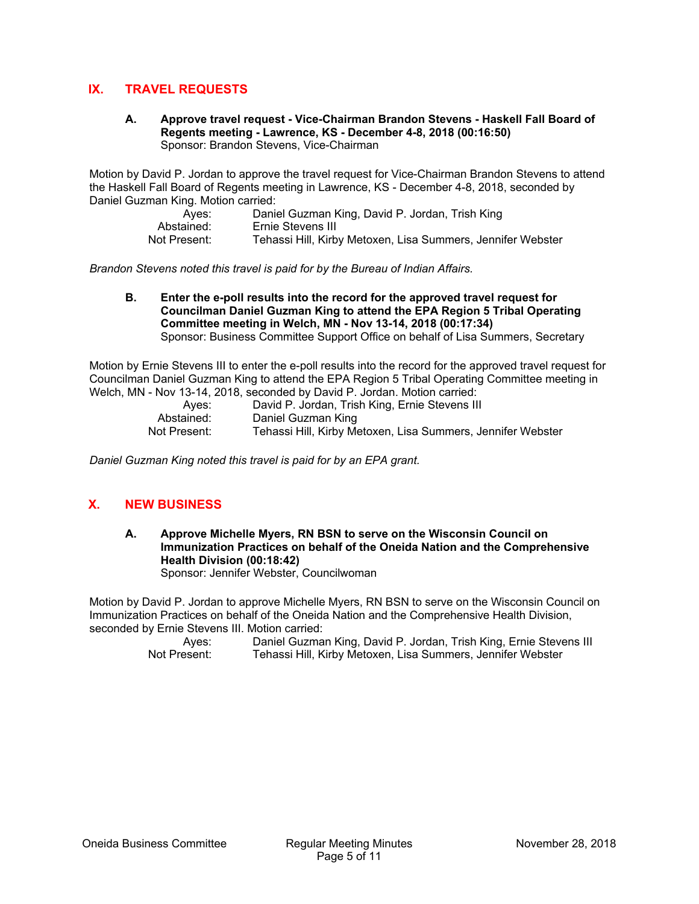## IX. TRAVEL REQUESTS

**A. Approve travel request - Vice-Chairman Brandon Stevens - Haskell Fall Board of Regents meeting - Lawrence, KS - December 4-8, 2018 (00:16:50)**
Sponsor: Brandon Stevens, Vice-Chairman

Motion by David P. Jordan to approve the travel request for Vice-Chairman Brandon Stevens to attend the Haskell Fall Board of Regents meeting in Lawrence, KS - December 4-8, 2018, seconded by Daniel Guzman King. Motion carried:

Ayes: Daniel Guzman King, David P. Jordan, Trish King
Abstained: Ernie Stevens III
Not Present: Tehassi Hill, Kirby Metoxen, Lisa Summers, Jennifer Webster

*Brandon Stevens noted this travel is paid for by the Bureau of Indian Affairs.*

**B. Enter the e-poll results into the record for the approved travel request for Councilman Daniel Guzman King to attend the EPA Region 5 Tribal Operating Committee meeting in Welch, MN - Nov 13-14, 2018 (00:17:34)**
Sponsor: Business Committee Support Office on behalf of Lisa Summers, Secretary

Motion by Ernie Stevens III to enter the e-poll results into the record for the approved travel request for Councilman Daniel Guzman King to attend the EPA Region 5 Tribal Operating Committee meeting in Welch, MN - Nov 13-14, 2018, seconded by David P. Jordan. Motion carried:

Ayes: David P. Jordan, Trish King, Ernie Stevens III
Abstained: Daniel Guzman King
Not Present: Tehassi Hill, Kirby Metoxen, Lisa Summers, Jennifer Webster

*Daniel Guzman King noted this travel is paid for by an EPA grant.*

## X. NEW BUSINESS

**A. Approve Michelle Myers, RN BSN to serve on the Wisconsin Council on Immunization Practices on behalf of the Oneida Nation and the Comprehensive Health Division (00:18:42)**
Sponsor: Jennifer Webster, Councilwoman

Motion by David P. Jordan to approve Michelle Myers, RN BSN to serve on the Wisconsin Council on Immunization Practices on behalf of the Oneida Nation and the Comprehensive Health Division, seconded by Ernie Stevens III. Motion carried:

Ayes: Daniel Guzman King, David P. Jordan, Trish King, Ernie Stevens III
Not Present: Tehassi Hill, Kirby Metoxen, Lisa Summers, Jennifer Webster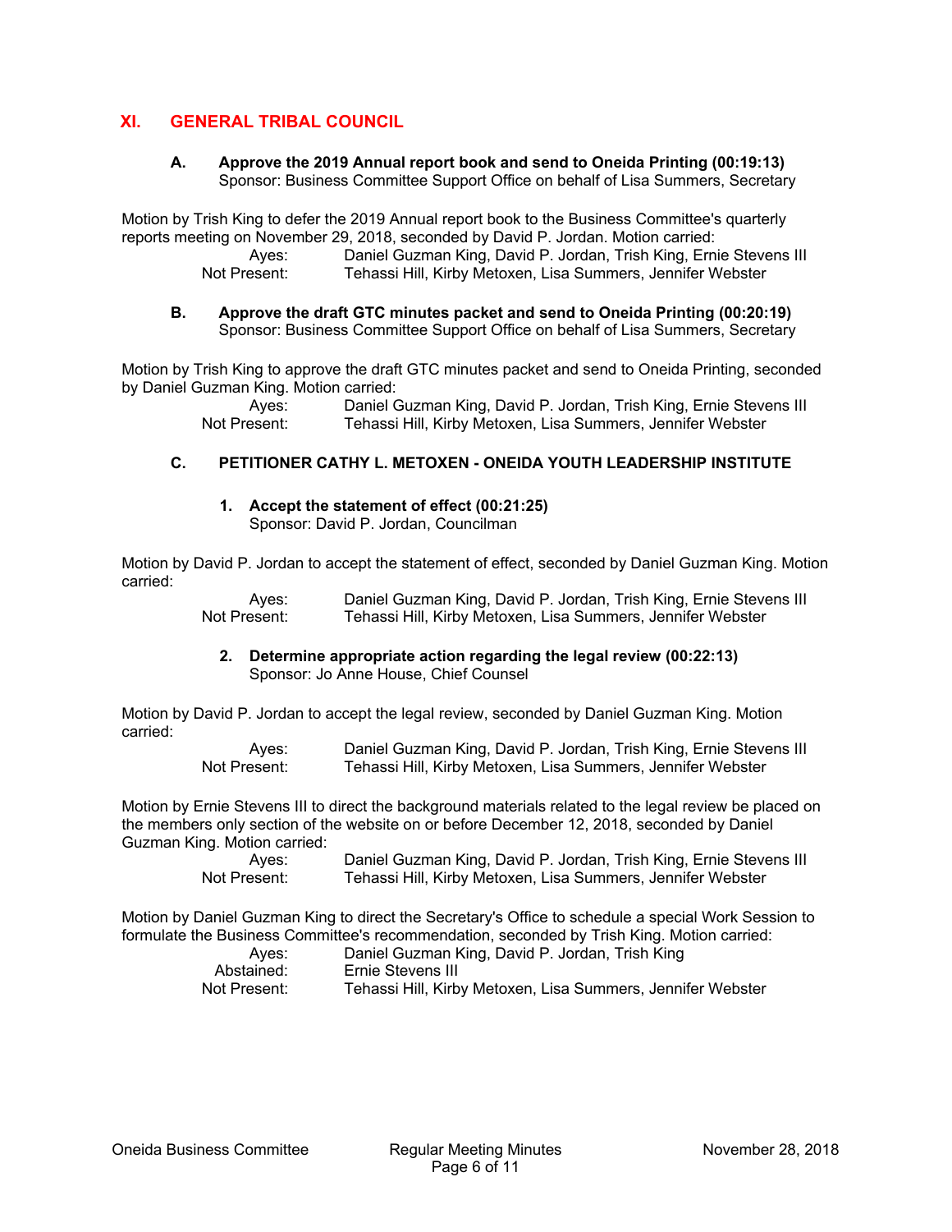## XI. GENERAL TRIBAL COUNCIL

### A. Approve the 2019 Annual report book and send to Oneida Printing (00:19:13)
Sponsor: Business Committee Support Office on behalf of Lisa Summers, Secretary

Motion by Trish King to defer the 2019 Annual report book to the Business Committee's quarterly reports meeting on November 29, 2018, seconded by David P. Jordan. Motion carried:

Ayes: Daniel Guzman King, David P. Jordan, Trish King, Ernie Stevens III
Not Present: Tehassi Hill, Kirby Metoxen, Lisa Summers, Jennifer Webster

### B. Approve the draft GTC minutes packet and send to Oneida Printing (00:20:19)
Sponsor: Business Committee Support Office on behalf of Lisa Summers, Secretary

Motion by Trish King to approve the draft GTC minutes packet and send to Oneida Printing, seconded by Daniel Guzman King. Motion carried:

Ayes: Daniel Guzman King, David P. Jordan, Trish King, Ernie Stevens III
Not Present: Tehassi Hill, Kirby Metoxen, Lisa Summers, Jennifer Webster

### C. PETITIONER CATHY L. METOXEN - ONEIDA YOUTH LEADERSHIP INSTITUTE

#### 1. Accept the statement of effect (00:21:25)
Sponsor: David P. Jordan, Councilman

Motion by David P. Jordan to accept the statement of effect, seconded by Daniel Guzman King. Motion carried:

Ayes: Daniel Guzman King, David P. Jordan, Trish King, Ernie Stevens III
Not Present: Tehassi Hill, Kirby Metoxen, Lisa Summers, Jennifer Webster

#### 2. Determine appropriate action regarding the legal review (00:22:13)
Sponsor: Jo Anne House, Chief Counsel

Motion by David P. Jordan to accept the legal review, seconded by Daniel Guzman King. Motion carried:

Ayes: Daniel Guzman King, David P. Jordan, Trish King, Ernie Stevens III
Not Present: Tehassi Hill, Kirby Metoxen, Lisa Summers, Jennifer Webster

Motion by Ernie Stevens III to direct the background materials related to the legal review be placed on the members only section of the website on or before December 12, 2018, seconded by Daniel Guzman King. Motion carried:

Ayes: Daniel Guzman King, David P. Jordan, Trish King, Ernie Stevens III
Not Present: Tehassi Hill, Kirby Metoxen, Lisa Summers, Jennifer Webster

Motion by Daniel Guzman King to direct the Secretary's Office to schedule a special Work Session to formulate the Business Committee's recommendation, seconded by Trish King. Motion carried:

Ayes: Daniel Guzman King, David P. Jordan, Trish King
Abstained: Ernie Stevens III
Not Present: Tehassi Hill, Kirby Metoxen, Lisa Summers, Jennifer Webster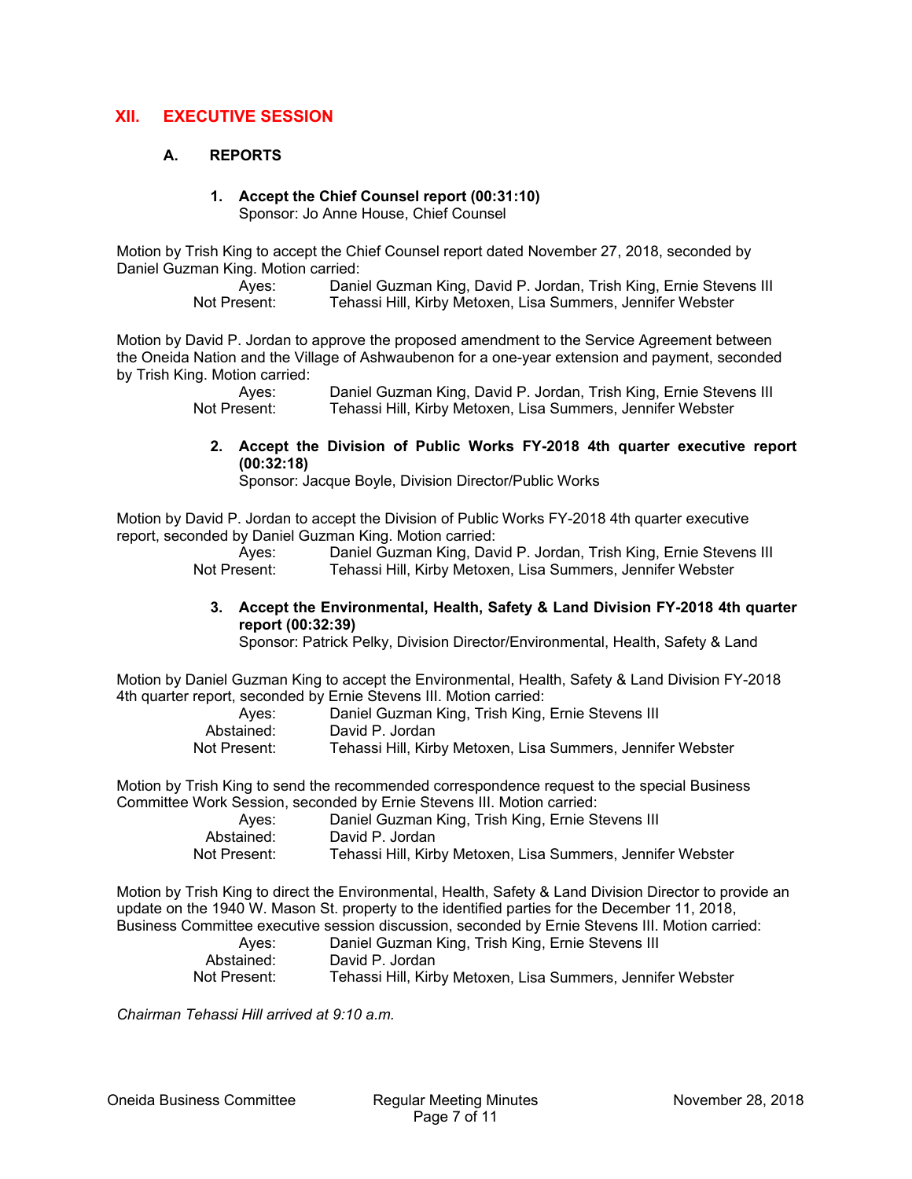## XII. EXECUTIVE SESSION

### A. REPORTS

**1. Accept the Chief Counsel report (00:31:10)**
Sponsor: Jo Anne House, Chief Counsel

Motion by Trish King to accept the Chief Counsel report dated November 27, 2018, seconded by Daniel Guzman King. Motion carried:

Ayes: Daniel Guzman King, David P. Jordan, Trish King, Ernie Stevens III
Not Present: Tehassi Hill, Kirby Metoxen, Lisa Summers, Jennifer Webster

Motion by David P. Jordan to approve the proposed amendment to the Service Agreement between the Oneida Nation and the Village of Ashwaubenon for a one-year extension and payment, seconded by Trish King. Motion carried:

Ayes: Daniel Guzman King, David P. Jordan, Trish King, Ernie Stevens III
Not Present: Tehassi Hill, Kirby Metoxen, Lisa Summers, Jennifer Webster

**2. Accept the Division of Public Works FY-2018 4th quarter executive report (00:32:18)**
Sponsor: Jacque Boyle, Division Director/Public Works

Motion by David P. Jordan to accept the Division of Public Works FY-2018 4th quarter executive report, seconded by Daniel Guzman King. Motion carried:

Ayes: Daniel Guzman King, David P. Jordan, Trish King, Ernie Stevens III
Not Present: Tehassi Hill, Kirby Metoxen, Lisa Summers, Jennifer Webster

**3. Accept the Environmental, Health, Safety & Land Division FY-2018 4th quarter report (00:32:39)**
Sponsor: Patrick Pelky, Division Director/Environmental, Health, Safety & Land

Motion by Daniel Guzman King to accept the Environmental, Health, Safety & Land Division FY-2018 4th quarter report, seconded by Ernie Stevens III. Motion carried:

Ayes: Daniel Guzman King, Trish King, Ernie Stevens III
Abstained: David P. Jordan
Not Present: Tehassi Hill, Kirby Metoxen, Lisa Summers, Jennifer Webster

Motion by Trish King to send the recommended correspondence request to the special Business Committee Work Session, seconded by Ernie Stevens III. Motion carried:

Ayes: Daniel Guzman King, Trish King, Ernie Stevens III
Abstained: David P. Jordan
Not Present: Tehassi Hill, Kirby Metoxen, Lisa Summers, Jennifer Webster

Motion by Trish King to direct the Environmental, Health, Safety & Land Division Director to provide an update on the 1940 W. Mason St. property to the identified parties for the December 11, 2018, Business Committee executive session discussion, seconded by Ernie Stevens III. Motion carried:

Ayes: Daniel Guzman King, Trish King, Ernie Stevens III
Abstained: David P. Jordan
Not Present: Tehassi Hill, Kirby Metoxen, Lisa Summers, Jennifer Webster

*Chairman Tehassi Hill arrived at 9:10 a.m.*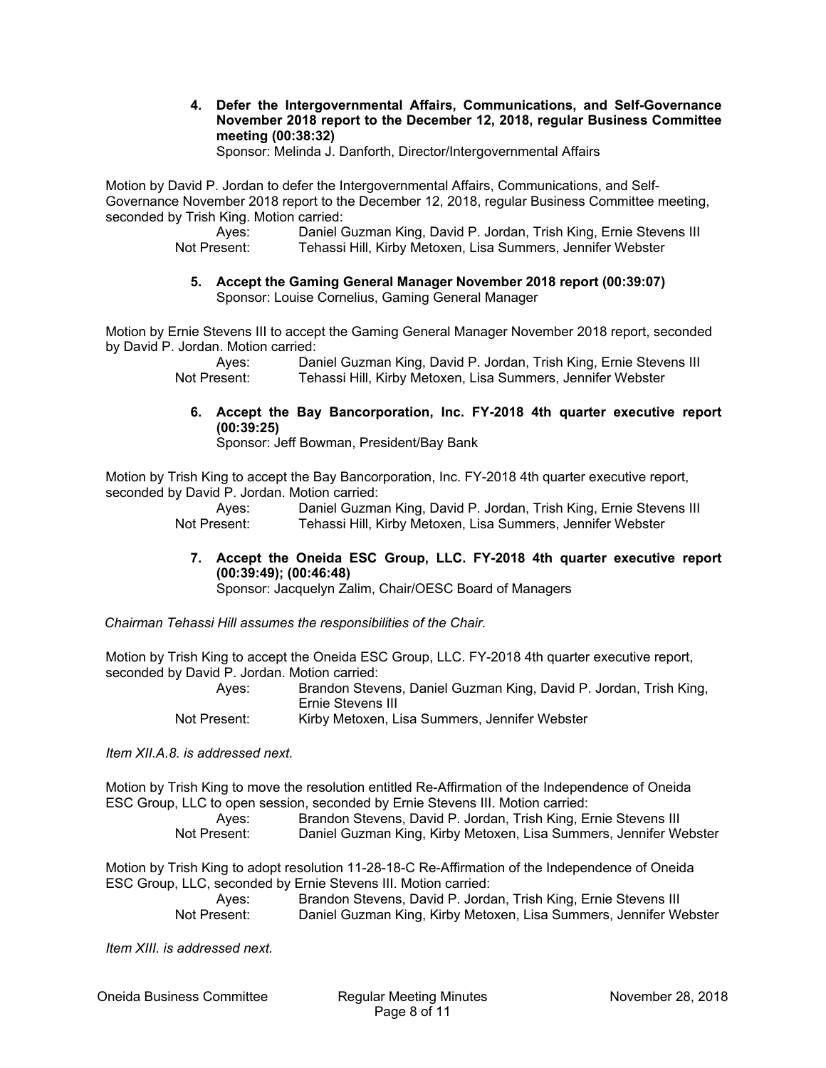**4. Defer the Intergovernmental Affairs, Communications, and Self-Governance November 2018 report to the December 12, 2018, regular Business Committee meeting (00:38:32)**
Sponsor: Melinda J. Danforth, Director/Intergovernmental Affairs

Motion by David P. Jordan to defer the Intergovernmental Affairs, Communications, and Self-Governance November 2018 report to the December 12, 2018, regular Business Committee meeting, seconded by Trish King. Motion carried:

Ayes: Daniel Guzman King, David P. Jordan, Trish King, Ernie Stevens III
Not Present: Tehassi Hill, Kirby Metoxen, Lisa Summers, Jennifer Webster

**5. Accept the Gaming General Manager November 2018 report (00:39:07)**
Sponsor: Louise Cornelius, Gaming General Manager

Motion by Ernie Stevens III to accept the Gaming General Manager November 2018 report, seconded by David P. Jordan. Motion carried:

Ayes: Daniel Guzman King, David P. Jordan, Trish King, Ernie Stevens III
Not Present: Tehassi Hill, Kirby Metoxen, Lisa Summers, Jennifer Webster

**6. Accept the Bay Bancorporation, Inc. FY-2018 4th quarter executive report (00:39:25)**
Sponsor: Jeff Bowman, President/Bay Bank

Motion by Trish King to accept the Bay Bancorporation, Inc. FY-2018 4th quarter executive report, seconded by David P. Jordan. Motion carried:

Ayes: Daniel Guzman King, David P. Jordan, Trish King, Ernie Stevens III
Not Present: Tehassi Hill, Kirby Metoxen, Lisa Summers, Jennifer Webster

**7. Accept the Oneida ESC Group, LLC. FY-2018 4th quarter executive report (00:39:49); (00:46:48)**
Sponsor: Jacquelyn Zalim, Chair/OESC Board of Managers

*Chairman Tehassi Hill assumes the responsibilities of the Chair.*

Motion by Trish King to accept the Oneida ESC Group, LLC. FY-2018 4th quarter executive report, seconded by David P. Jordan. Motion carried:

Ayes: Brandon Stevens, Daniel Guzman King, David P. Jordan, Trish King, Ernie Stevens III
Not Present: Kirby Metoxen, Lisa Summers, Jennifer Webster

*Item XII.A.8. is addressed next.*

Motion by Trish King to move the resolution entitled Re-Affirmation of the Independence of Oneida ESC Group, LLC to open session, seconded by Ernie Stevens III. Motion carried:

Ayes: Brandon Stevens, David P. Jordan, Trish King, Ernie Stevens III
Not Present: Daniel Guzman King, Kirby Metoxen, Lisa Summers, Jennifer Webster

Motion by Trish King to adopt resolution 11-28-18-C Re-Affirmation of the Independence of Oneida ESC Group, LLC, seconded by Ernie Stevens III. Motion carried:

Ayes: Brandon Stevens, David P. Jordan, Trish King, Ernie Stevens III
Not Present: Daniel Guzman King, Kirby Metoxen, Lisa Summers, Jennifer Webster

*Item XIII. is addressed next.*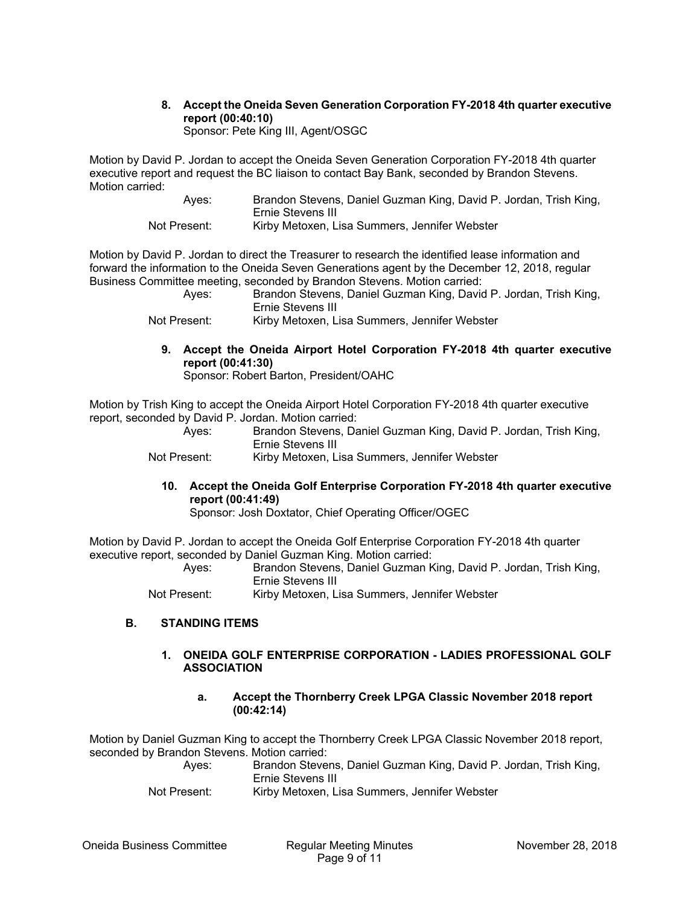**8. Accept the Oneida Seven Generation Corporation FY-2018 4th quarter executive report (00:40:10)**
Sponsor: Pete King III, Agent/OSGC

Motion by David P. Jordan to accept the Oneida Seven Generation Corporation FY-2018 4th quarter executive report and request the BC liaison to contact Bay Bank, seconded by Brandon Stevens. Motion carried:

Ayes: Brandon Stevens, Daniel Guzman King, David P. Jordan, Trish King, Ernie Stevens III
Not Present: Kirby Metoxen, Lisa Summers, Jennifer Webster

Motion by David P. Jordan to direct the Treasurer to research the identified lease information and forward the information to the Oneida Seven Generations agent by the December 12, 2018, regular Business Committee meeting, seconded by Brandon Stevens. Motion carried:

Ayes: Brandon Stevens, Daniel Guzman King, David P. Jordan, Trish King, Ernie Stevens III
Not Present: Kirby Metoxen, Lisa Summers, Jennifer Webster

**9. Accept the Oneida Airport Hotel Corporation FY-2018 4th quarter executive report (00:41:30)**
Sponsor: Robert Barton, President/OAHC

Motion by Trish King to accept the Oneida Airport Hotel Corporation FY-2018 4th quarter executive report, seconded by David P. Jordan. Motion carried:

Ayes: Brandon Stevens, Daniel Guzman King, David P. Jordan, Trish King, Ernie Stevens III
Not Present: Kirby Metoxen, Lisa Summers, Jennifer Webster

**10. Accept the Oneida Golf Enterprise Corporation FY-2018 4th quarter executive report (00:41:49)**
Sponsor: Josh Doxtator, Chief Operating Officer/OGEC

Motion by David P. Jordan to accept the Oneida Golf Enterprise Corporation FY-2018 4th quarter executive report, seconded by Daniel Guzman King. Motion carried:

Ayes: Brandon Stevens, Daniel Guzman King, David P. Jordan, Trish King, Ernie Stevens III
Not Present: Kirby Metoxen, Lisa Summers, Jennifer Webster

## B. STANDING ITEMS

### 1. ONEIDA GOLF ENTERPRISE CORPORATION - LADIES PROFESSIONAL GOLF ASSOCIATION

**a. Accept the Thornberry Creek LPGA Classic November 2018 report (00:42:14)**

Motion by Daniel Guzman King to accept the Thornberry Creek LPGA Classic November 2018 report, seconded by Brandon Stevens. Motion carried:

Ayes: Brandon Stevens, Daniel Guzman King, David P. Jordan, Trish King, Ernie Stevens III
Not Present: Kirby Metoxen, Lisa Summers, Jennifer Webster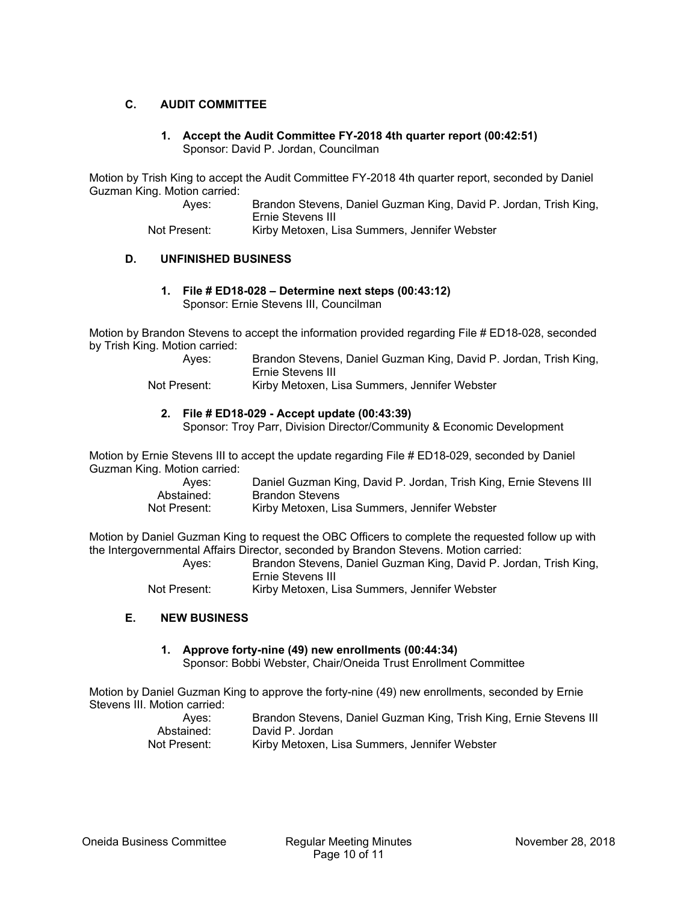## C. AUDIT COMMITTEE

### 1. Accept the Audit Committee FY-2018 4th quarter report (00:42:51)

Sponsor: David P. Jordan, Councilman

Motion by Trish King to accept the Audit Committee FY-2018 4th quarter report, seconded by Daniel Guzman King. Motion carried:

Ayes: Brandon Stevens, Daniel Guzman King, David P. Jordan, Trish King, Ernie Stevens III
Not Present: Kirby Metoxen, Lisa Summers, Jennifer Webster

## D. UNFINISHED BUSINESS

### 1. File # ED18-028 – Determine next steps (00:43:12)

Sponsor: Ernie Stevens III, Councilman

Motion by Brandon Stevens to accept the information provided regarding File # ED18-028, seconded by Trish King. Motion carried:

Ayes: Brandon Stevens, Daniel Guzman King, David P. Jordan, Trish King, Ernie Stevens III
Not Present: Kirby Metoxen, Lisa Summers, Jennifer Webster

### 2. File # ED18-029 - Accept update (00:43:39)

Sponsor: Troy Parr, Division Director/Community & Economic Development

Motion by Ernie Stevens III to accept the update regarding File # ED18-029, seconded by Daniel Guzman King. Motion carried:

Ayes: Daniel Guzman King, David P. Jordan, Trish King, Ernie Stevens III
Abstained: Brandon Stevens
Not Present: Kirby Metoxen, Lisa Summers, Jennifer Webster

Motion by Daniel Guzman King to request the OBC Officers to complete the requested follow up with the Intergovernmental Affairs Director, seconded by Brandon Stevens. Motion carried:

Ayes: Brandon Stevens, Daniel Guzman King, David P. Jordan, Trish King, Ernie Stevens III
Not Present: Kirby Metoxen, Lisa Summers, Jennifer Webster

## E. NEW BUSINESS

### 1. Approve forty-nine (49) new enrollments (00:44:34)

Sponsor: Bobbi Webster, Chair/Oneida Trust Enrollment Committee

Motion by Daniel Guzman King to approve the forty-nine (49) new enrollments, seconded by Ernie Stevens III. Motion carried:

Ayes: Brandon Stevens, Daniel Guzman King, Trish King, Ernie Stevens III
Abstained: David P. Jordan
Not Present: Kirby Metoxen, Lisa Summers, Jennifer Webster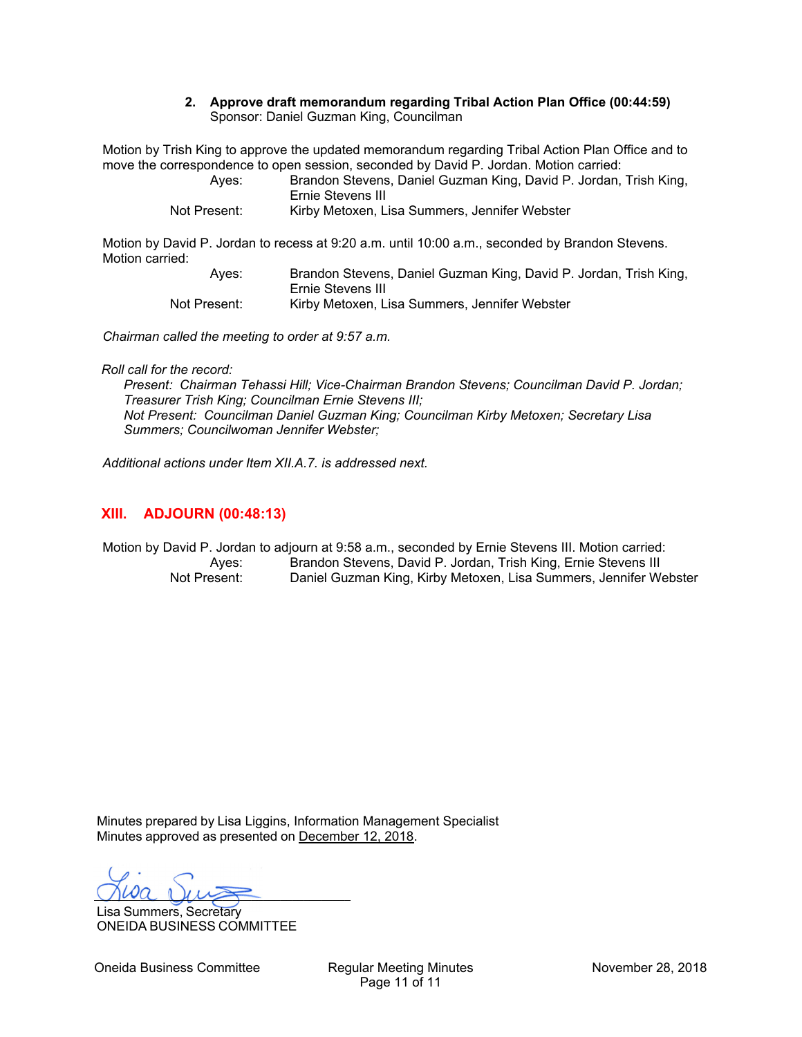2. **Approve draft memorandum regarding Tribal Action Plan Office (00:44:59)**
   Sponsor: Daniel Guzman King, Councilman

Motion by Trish King to approve the updated memorandum regarding Tribal Action Plan Office and to move the correspondence to open session, seconded by David P. Jordan. Motion carried:

| | |
|---|---|
| Ayes: | Brandon Stevens, Daniel Guzman King, David P. Jordan, Trish King, Ernie Stevens III |
| Not Present: | Kirby Metoxen, Lisa Summers, Jennifer Webster |

Motion by David P. Jordan to recess at 9:20 a.m. until 10:00 a.m., seconded by Brandon Stevens. Motion carried:

| | |
|---|---|
| Ayes: | Brandon Stevens, Daniel Guzman King, David P. Jordan, Trish King, Ernie Stevens III |
| Not Present: | Kirby Metoxen, Lisa Summers, Jennifer Webster |

*Chairman called the meeting to order at 9:57 a.m.*

*Roll call for the record:*
*Present: Chairman Tehassi Hill; Vice-Chairman Brandon Stevens; Councilman David P. Jordan; Treasurer Trish King; Councilman Ernie Stevens III;*
*Not Present: Councilman Daniel Guzman King; Councilman Kirby Metoxen; Secretary Lisa Summers; Councilwoman Jennifer Webster;*

*Additional actions under Item XII.A.7. is addressed next.*

## XIII. ADJOURN (00:48:13)

Motion by David P. Jordan to adjourn at 9:58 a.m., seconded by Ernie Stevens III. Motion carried:

| | |
|---|---|
| Ayes: | Brandon Stevens, David P. Jordan, Trish King, Ernie Stevens III |
| Not Present: | Daniel Guzman King, Kirby Metoxen, Lisa Summers, Jennifer Webster |

Minutes prepared by Lisa Liggins, Information Management Specialist
Minutes approved as presented on December 12, 2018.

Lisa Summers, Secretary
ONEIDA BUSINESS COMMITTEE